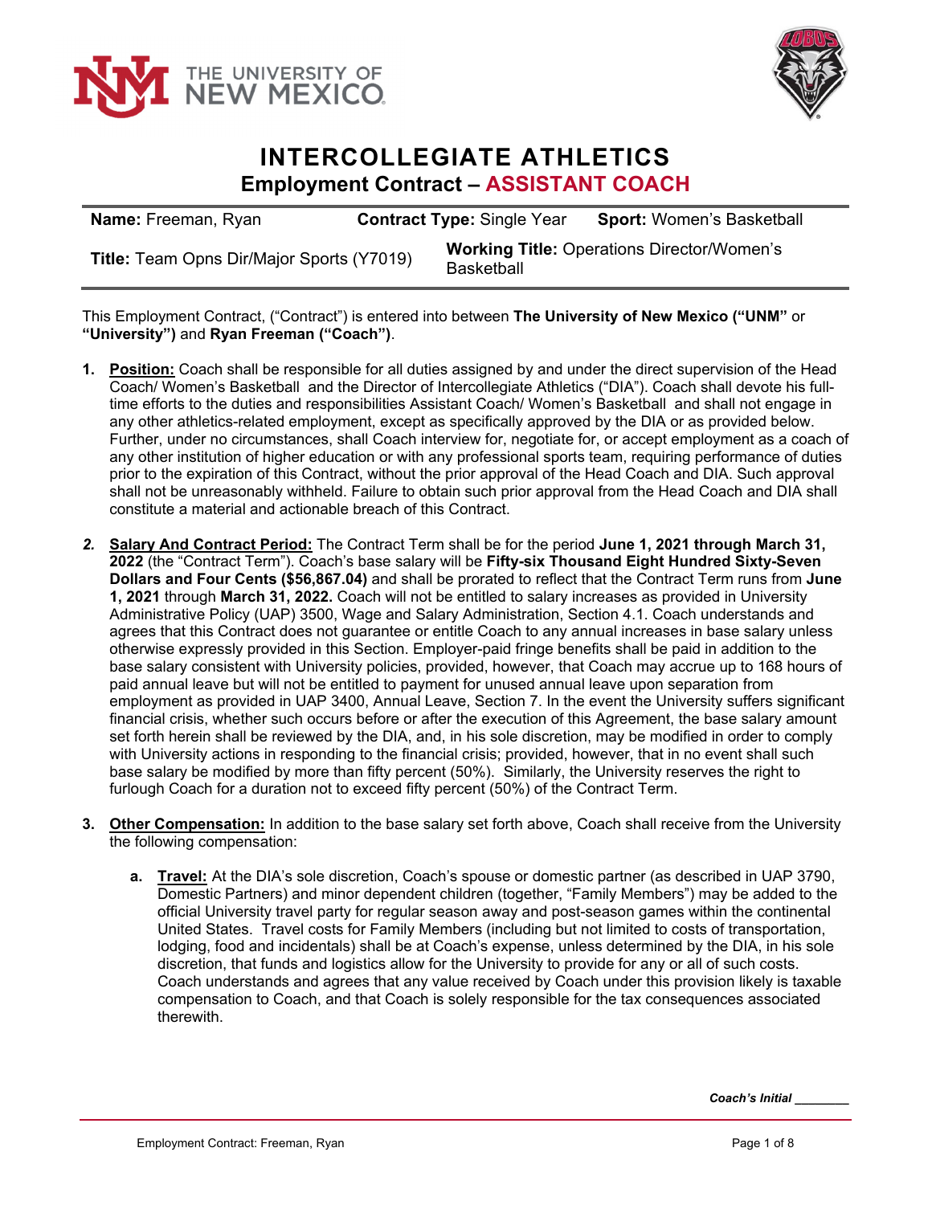# INTERCOLLEGIATE ATHLETICS

## Employment Contract – ASSISTANT COACH

| **Name:** Freeman, Ryan | **Contract Type:** Single Year | **Sport:** Women's Basketball |
|---|---|---|
| **Title:** Team Opns Dir/Major Sports (Y7019) | **Working Title:** Operations Director/Women's Basketball | |

This Employment Contract, ("Contract") is entered into between **The University of New Mexico ("UNM"** or **"University")** and **Ryan Freeman ("Coach")**.

1. **Position:** Coach shall be responsible for all duties assigned by and under the direct supervision of the Head Coach/ Women's Basketball and the Director of Intercollegiate Athletics ("DIA"). Coach shall devote his full-time efforts to the duties and responsibilities Assistant Coach/ Women's Basketball and shall not engage in any other athletics-related employment, except as specifically approved by the DIA or as provided below. Further, under no circumstances, shall Coach interview for, negotiate for, or accept employment as a coach of any other institution of higher education or with any professional sports team, requiring performance of duties prior to the expiration of this Contract, without the prior approval of the Head Coach and DIA. Such approval shall not be unreasonably withheld. Failure to obtain such prior approval from the Head Coach and DIA shall constitute a material and actionable breach of this Contract.

2. **Salary And Contract Period:** The Contract Term shall be for the period **June 1, 2021 through March 31, 2022** (the "Contract Term"). Coach's base salary will be **Fifty-six Thousand Eight Hundred Sixty-Seven Dollars and Four Cents ($56,867.04)** and shall be prorated to reflect that the Contract Term runs from **June 1, 2021** through **March 31, 2022.** Coach will not be entitled to salary increases as provided in University Administrative Policy (UAP) 3500, Wage and Salary Administration, Section 4.1. Coach understands and agrees that this Contract does not guarantee or entitle Coach to any annual increases in base salary unless otherwise expressly provided in this Section. Employer-paid fringe benefits shall be paid in addition to the base salary consistent with University policies, provided, however, that Coach may accrue up to 168 hours of paid annual leave but will not be entitled to payment for unused annual leave upon separation from employment as provided in UAP 3400, Annual Leave, Section 7. In the event the University suffers significant financial crisis, whether such occurs before or after the execution of this Agreement, the base salary amount set forth herein shall be reviewed by the DIA, and, in his sole discretion, may be modified in order to comply with University actions in responding to the financial crisis; provided, however, that in no event shall such base salary be modified by more than fifty percent (50%). Similarly, the University reserves the right to furlough Coach for a duration not to exceed fifty percent (50%) of the Contract Term.

3. **Other Compensation:** In addition to the base salary set forth above, Coach shall receive from the University the following compensation:

   a. **Travel:** At the DIA's sole discretion, Coach's spouse or domestic partner (as described in UAP 3790, Domestic Partners) and minor dependent children (together, "Family Members") may be added to the official University travel party for regular season away and post-season games within the continental United States. Travel costs for Family Members (including but not limited to costs of transportation, lodging, food and incidentals) shall be at Coach's expense, unless determined by the DIA, in his sole discretion, that funds and logistics allow for the University to provide for any or all of such costs. Coach understands and agrees that any value received by Coach under this provision likely is taxable compensation to Coach, and that Coach is solely responsible for the tax consequences associated therewith.

*Coach's Initial ________*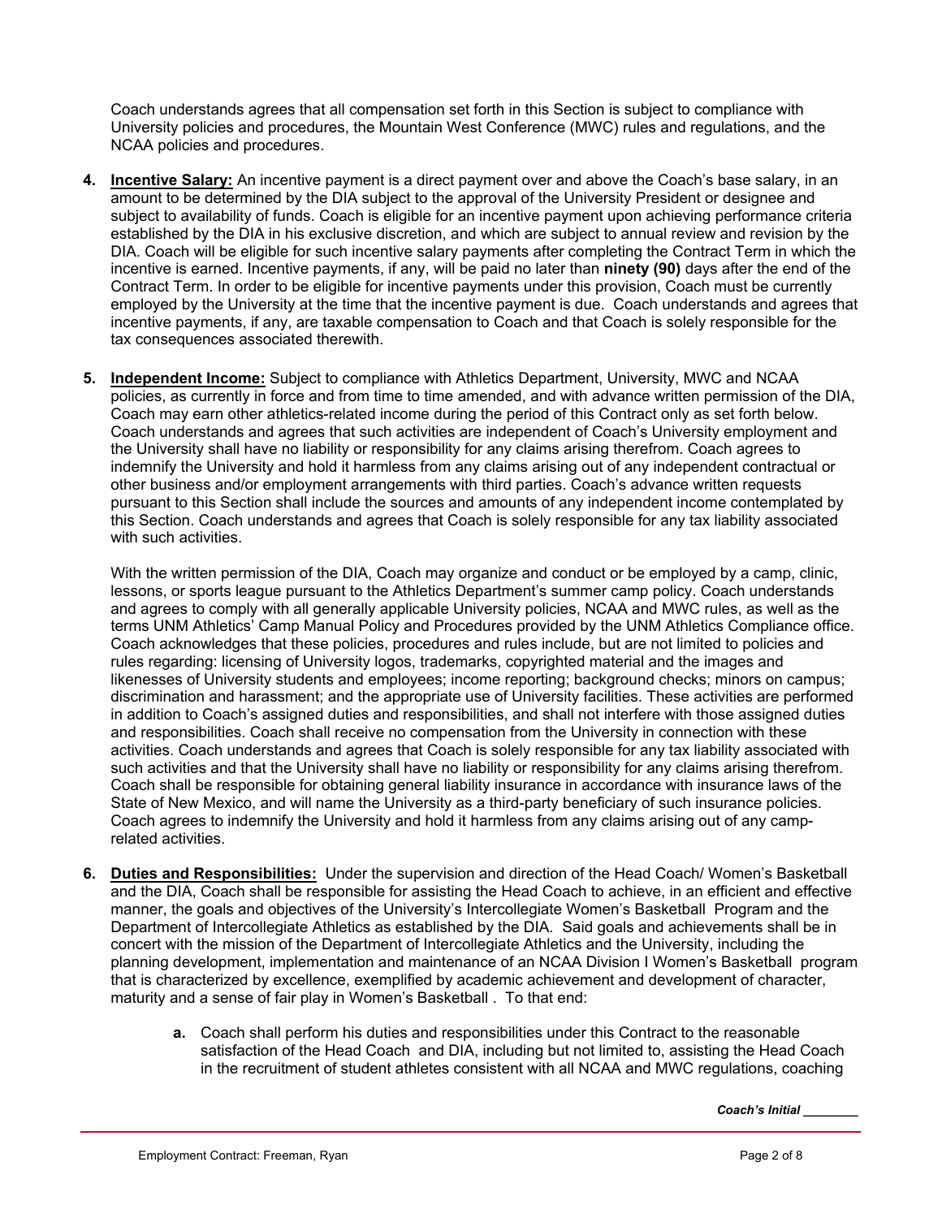Coach understands agrees that all compensation set forth in this Section is subject to compliance with University policies and procedures, the Mountain West Conference (MWC) rules and regulations, and the NCAA policies and procedures.

4. **Incentive Salary:** An incentive payment is a direct payment over and above the Coach's base salary, in an amount to be determined by the DIA subject to the approval of the University President or designee and subject to availability of funds. Coach is eligible for an incentive payment upon achieving performance criteria established by the DIA in his exclusive discretion, and which are subject to annual review and revision by the DIA. Coach will be eligible for such incentive salary payments after completing the Contract Term in which the incentive is earned. Incentive payments, if any, will be paid no later than **ninety (90)** days after the end of the Contract Term. In order to be eligible for incentive payments under this provision, Coach must be currently employed by the University at the time that the incentive payment is due. Coach understands and agrees that incentive payments, if any, are taxable compensation to Coach and that Coach is solely responsible for the tax consequences associated therewith.

5. **Independent Income:** Subject to compliance with Athletics Department, University, MWC and NCAA policies, as currently in force and from time to time amended, and with advance written permission of the DIA, Coach may earn other athletics-related income during the period of this Contract only as set forth below. Coach understands and agrees that such activities are independent of Coach's University employment and the University shall have no liability or responsibility for any claims arising therefrom. Coach agrees to indemnify the University and hold it harmless from any claims arising out of any independent contractual or other business and/or employment arrangements with third parties. Coach's advance written requests pursuant to this Section shall include the sources and amounts of any independent income contemplated by this Section. Coach understands and agrees that Coach is solely responsible for any tax liability associated with such activities.

   With the written permission of the DIA, Coach may organize and conduct or be employed by a camp, clinic, lessons, or sports league pursuant to the Athletics Department's summer camp policy. Coach understands and agrees to comply with all generally applicable University policies, NCAA and MWC rules, as well as the terms UNM Athletics' Camp Manual Policy and Procedures provided by the UNM Athletics Compliance office. Coach acknowledges that these policies, procedures and rules include, but are not limited to policies and rules regarding: licensing of University logos, trademarks, copyrighted material and the images and likenesses of University students and employees; income reporting; background checks; minors on campus; discrimination and harassment; and the appropriate use of University facilities. These activities are performed in addition to Coach's assigned duties and responsibilities, and shall not interfere with those assigned duties and responsibilities. Coach shall receive no compensation from the University in connection with these activities. Coach understands and agrees that Coach is solely responsible for any tax liability associated with such activities and that the University shall have no liability or responsibility for any claims arising therefrom. Coach shall be responsible for obtaining general liability insurance in accordance with insurance laws of the State of New Mexico, and will name the University as a third-party beneficiary of such insurance policies. Coach agrees to indemnify the University and hold it harmless from any claims arising out of any camp-related activities.

6. **Duties and Responsibilities:** Under the supervision and direction of the Head Coach/ Women's Basketball and the DIA, Coach shall be responsible for assisting the Head Coach to achieve, in an efficient and effective manner, the goals and objectives of the University's Intercollegiate Women's Basketball Program and the Department of Intercollegiate Athletics as established by the DIA. Said goals and achievements shall be in concert with the mission of the Department of Intercollegiate Athletics and the University, including the planning development, implementation and maintenance of an NCAA Division I Women's Basketball program that is characterized by excellence, exemplified by academic achievement and development of character, maturity and a sense of fair play in Women's Basketball . To that end:

   a. Coach shall perform his duties and responsibilities under this Contract to the reasonable satisfaction of the Head Coach and DIA, including but not limited to, assisting the Head Coach in the recruitment of student athletes consistent with all NCAA and MWC regulations, coaching

*Coach's Initial ________*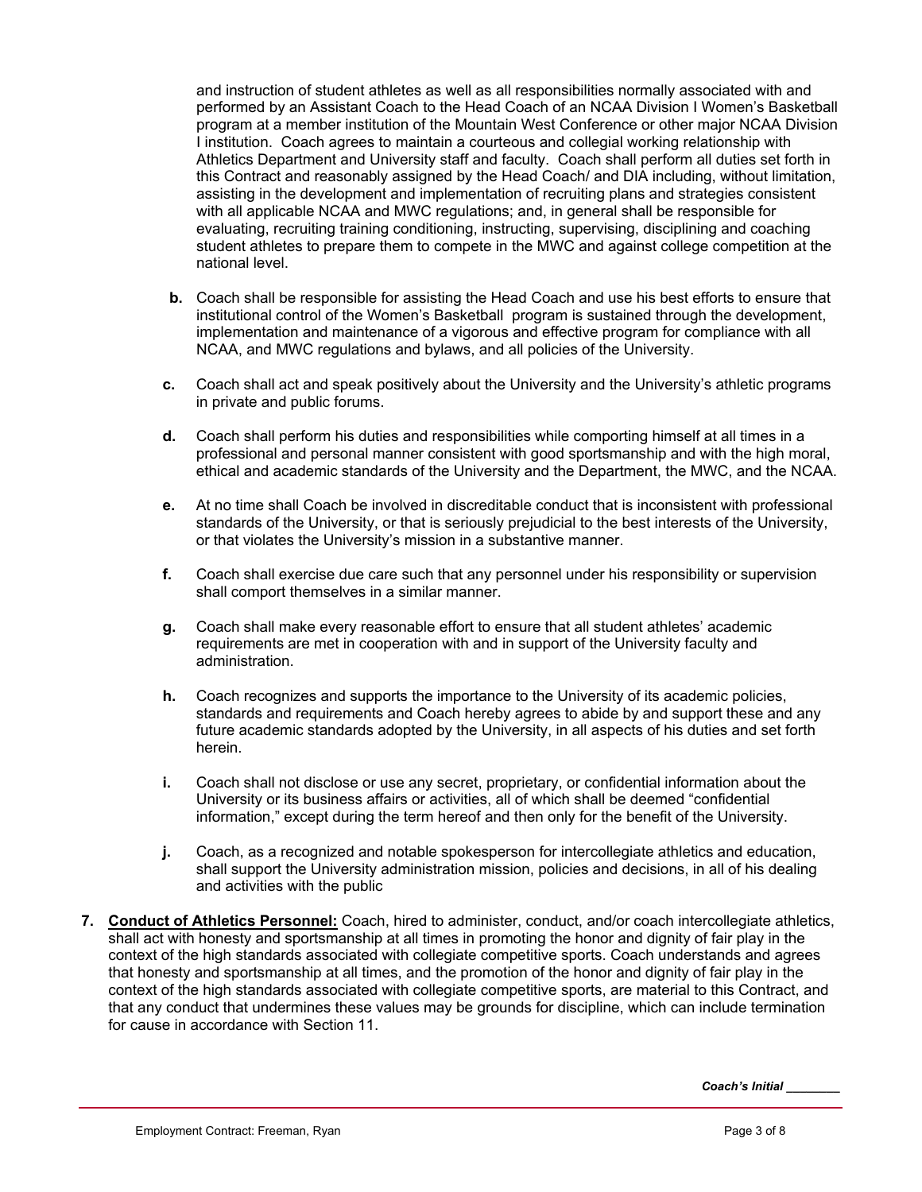and instruction of student athletes as well as all responsibilities normally associated with and performed by an Assistant Coach to the Head Coach of an NCAA Division I Women's Basketball program at a member institution of the Mountain West Conference or other major NCAA Division I institution. Coach agrees to maintain a courteous and collegial working relationship with Athletics Department and University staff and faculty. Coach shall perform all duties set forth in this Contract and reasonably assigned by the Head Coach/ and DIA including, without limitation, assisting in the development and implementation of recruiting plans and strategies consistent with all applicable NCAA and MWC regulations; and, in general shall be responsible for evaluating, recruiting training conditioning, instructing, supervising, disciplining and coaching student athletes to prepare them to compete in the MWC and against college competition at the national level.

**b.** Coach shall be responsible for assisting the Head Coach and use his best efforts to ensure that institutional control of the Women's Basketball program is sustained through the development, implementation and maintenance of a vigorous and effective program for compliance with all NCAA, and MWC regulations and bylaws, and all policies of the University.

**c.** Coach shall act and speak positively about the University and the University's athletic programs in private and public forums.

**d.** Coach shall perform his duties and responsibilities while comporting himself at all times in a professional and personal manner consistent with good sportsmanship and with the high moral, ethical and academic standards of the University and the Department, the MWC, and the NCAA.

**e.** At no time shall Coach be involved in discreditable conduct that is inconsistent with professional standards of the University, or that is seriously prejudicial to the best interests of the University, or that violates the University's mission in a substantive manner.

**f.** Coach shall exercise due care such that any personnel under his responsibility or supervision shall comport themselves in a similar manner.

**g.** Coach shall make every reasonable effort to ensure that all student athletes' academic requirements are met in cooperation with and in support of the University faculty and administration.

**h.** Coach recognizes and supports the importance to the University of its academic policies, standards and requirements and Coach hereby agrees to abide by and support these and any future academic standards adopted by the University, in all aspects of his duties and set forth herein.

**i.** Coach shall not disclose or use any secret, proprietary, or confidential information about the University or its business affairs or activities, all of which shall be deemed "confidential information," except during the term hereof and then only for the benefit of the University.

**j.** Coach, as a recognized and notable spokesperson for intercollegiate athletics and education, shall support the University administration mission, policies and decisions, in all of his dealing and activities with the public

**7. Conduct of Athletics Personnel:** Coach, hired to administer, conduct, and/or coach intercollegiate athletics, shall act with honesty and sportsmanship at all times in promoting the honor and dignity of fair play in the context of the high standards associated with collegiate competitive sports. Coach understands and agrees that honesty and sportsmanship at all times, and the promotion of the honor and dignity of fair play in the context of the high standards associated with collegiate competitive sports, are material to this Contract, and that any conduct that undermines these values may be grounds for discipline, which can include termination for cause in accordance with Section 11.

*Coach's Initial ________*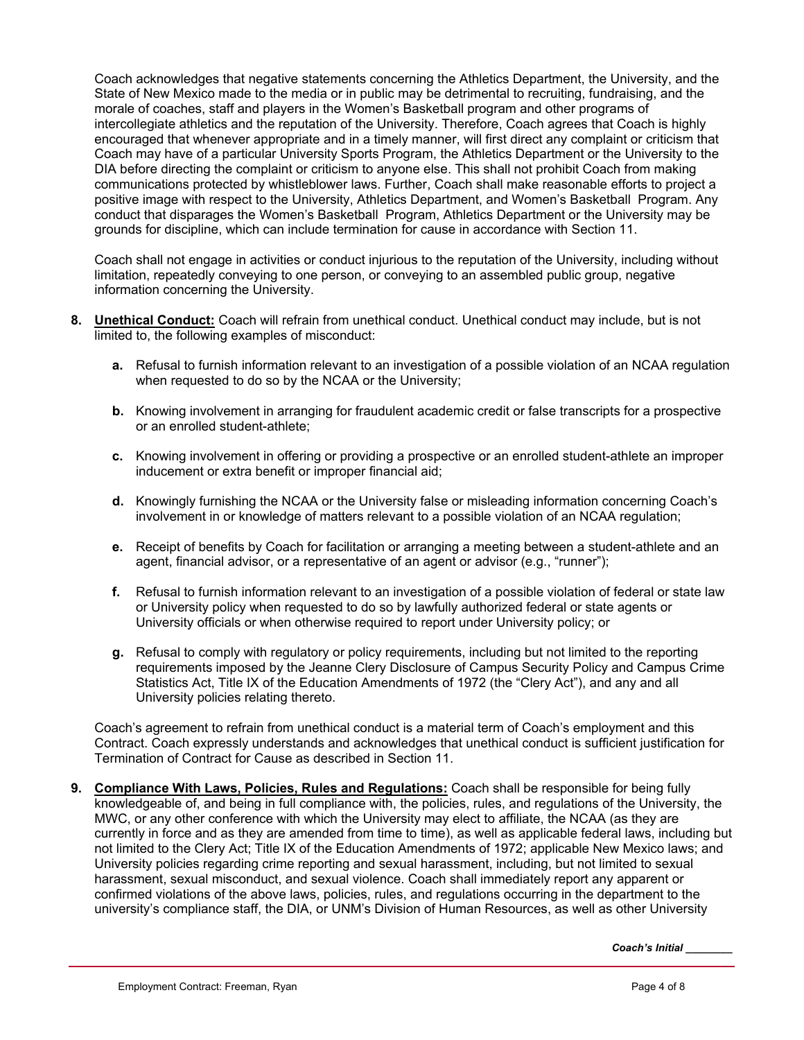Coach acknowledges that negative statements concerning the Athletics Department, the University, and the State of New Mexico made to the media or in public may be detrimental to recruiting, fundraising, and the morale of coaches, staff and players in the Women's Basketball program and other programs of intercollegiate athletics and the reputation of the University. Therefore, Coach agrees that Coach is highly encouraged that whenever appropriate and in a timely manner, will first direct any complaint or criticism that Coach may have of a particular University Sports Program, the Athletics Department or the University to the DIA before directing the complaint or criticism to anyone else. This shall not prohibit Coach from making communications protected by whistleblower laws. Further, Coach shall make reasonable efforts to project a positive image with respect to the University, Athletics Department, and Women's Basketball Program. Any conduct that disparages the Women's Basketball Program, Athletics Department or the University may be grounds for discipline, which can include termination for cause in accordance with Section 11.

Coach shall not engage in activities or conduct injurious to the reputation of the University, including without limitation, repeatedly conveying to one person, or conveying to an assembled public group, negative information concerning the University.

**8. <u>Unethical Conduct:</u>** Coach will refrain from unethical conduct. Unethical conduct may include, but is not limited to, the following examples of misconduct:

- **a.** Refusal to furnish information relevant to an investigation of a possible violation of an NCAA regulation when requested to do so by the NCAA or the University;
- **b.** Knowing involvement in arranging for fraudulent academic credit or false transcripts for a prospective or an enrolled student-athlete;
- **c.** Knowing involvement in offering or providing a prospective or an enrolled student-athlete an improper inducement or extra benefit or improper financial aid;
- **d.** Knowingly furnishing the NCAA or the University false or misleading information concerning Coach's involvement in or knowledge of matters relevant to a possible violation of an NCAA regulation;
- **e.** Receipt of benefits by Coach for facilitation or arranging a meeting between a student-athlete and an agent, financial advisor, or a representative of an agent or advisor (e.g., "runner");
- **f.** Refusal to furnish information relevant to an investigation of a possible violation of federal or state law or University policy when requested to do so by lawfully authorized federal or state agents or University officials or when otherwise required to report under University policy; or
- **g.** Refusal to comply with regulatory or policy requirements, including but not limited to the reporting requirements imposed by the Jeanne Clery Disclosure of Campus Security Policy and Campus Crime Statistics Act, Title IX of the Education Amendments of 1972 (the "Clery Act"), and any and all University policies relating thereto.

Coach's agreement to refrain from unethical conduct is a material term of Coach's employment and this Contract. Coach expressly understands and acknowledges that unethical conduct is sufficient justification for Termination of Contract for Cause as described in Section 11.

**9. <u>Compliance With Laws, Policies, Rules and Regulations:</u>** Coach shall be responsible for being fully knowledgeable of, and being in full compliance with, the policies, rules, and regulations of the University, the MWC, or any other conference with which the University may elect to affiliate, the NCAA (as they are currently in force and as they are amended from time to time), as well as applicable federal laws, including but not limited to the Clery Act; Title IX of the Education Amendments of 1972; applicable New Mexico laws; and University policies regarding crime reporting and sexual harassment, including, but not limited to sexual harassment, sexual misconduct, and sexual violence. Coach shall immediately report any apparent or confirmed violations of the above laws, policies, rules, and regulations occurring in the department to the university's compliance staff, the DIA, or UNM's Division of Human Resources, as well as other University

*Coach's Initial ________*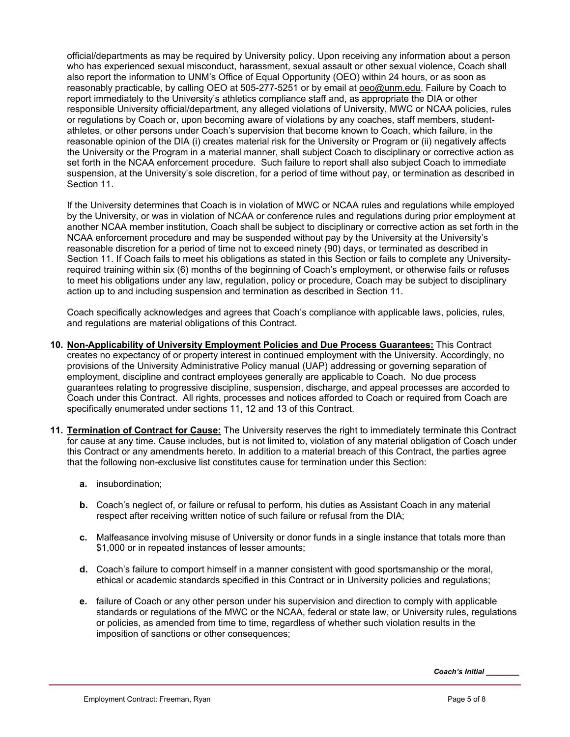official/departments as may be required by University policy. Upon receiving any information about a person who has experienced sexual misconduct, harassment, sexual assault or other sexual violence, Coach shall also report the information to UNM's Office of Equal Opportunity (OEO) within 24 hours, or as soon as reasonably practicable, by calling OEO at 505-277-5251 or by email at oeo@unm.edu. Failure by Coach to report immediately to the University's athletics compliance staff and, as appropriate the DIA or other responsible University official/department, any alleged violations of University, MWC or NCAA policies, rules or regulations by Coach or, upon becoming aware of violations by any coaches, staff members, student-athletes, or other persons under Coach's supervision that become known to Coach, which failure, in the reasonable opinion of the DIA (i) creates material risk for the University or Program or (ii) negatively affects the University or the Program in a material manner, shall subject Coach to disciplinary or corrective action as set forth in the NCAA enforcement procedure. Such failure to report shall also subject Coach to immediate suspension, at the University's sole discretion, for a period of time without pay, or termination as described in Section 11.

If the University determines that Coach is in violation of MWC or NCAA rules and regulations while employed by the University, or was in violation of NCAA or conference rules and regulations during prior employment at another NCAA member institution, Coach shall be subject to disciplinary or corrective action as set forth in the NCAA enforcement procedure and may be suspended without pay by the University at the University's reasonable discretion for a period of time not to exceed ninety (90) days, or terminated as described in Section 11. If Coach fails to meet his obligations as stated in this Section or fails to complete any University-required training within six (6) months of the beginning of Coach's employment, or otherwise fails or refuses to meet his obligations under any law, regulation, policy or procedure, Coach may be subject to disciplinary action up to and including suspension and termination as described in Section 11.

Coach specifically acknowledges and agrees that Coach's compliance with applicable laws, policies, rules, and regulations are material obligations of this Contract.

**10. Non-Applicability of University Employment Policies and Due Process Guarantees:** This Contract creates no expectancy of or property interest in continued employment with the University. Accordingly, no provisions of the University Administrative Policy manual (UAP) addressing or governing separation of employment, discipline and contract employees generally are applicable to Coach. No due process guarantees relating to progressive discipline, suspension, discharge, and appeal processes are accorded to Coach under this Contract. All rights, processes and notices afforded to Coach or required from Coach are specifically enumerated under sections 11, 12 and 13 of this Contract.

**11. Termination of Contract for Cause:** The University reserves the right to immediately terminate this Contract for cause at any time. Cause includes, but is not limited to, violation of any material obligation of Coach under this Contract or any amendments hereto. In addition to a material breach of this Contract, the parties agree that the following non-exclusive list constitutes cause for termination under this Section:

- **a.** insubordination;
- **b.** Coach's neglect of, or failure or refusal to perform, his duties as Assistant Coach in any material respect after receiving written notice of such failure or refusal from the DIA;
- **c.** Malfeasance involving misuse of University or donor funds in a single instance that totals more than $1,000 or in repeated instances of lesser amounts;
- **d.** Coach's failure to comport himself in a manner consistent with good sportsmanship or the moral, ethical or academic standards specified in this Contract or in University policies and regulations;
- **e.** failure of Coach or any other person under his supervision and direction to comply with applicable standards or regulations of the MWC or the NCAA, federal or state law, or University rules, regulations or policies, as amended from time to time, regardless of whether such violation results in the imposition of sanctions or other consequences;

*Coach's Initial ________*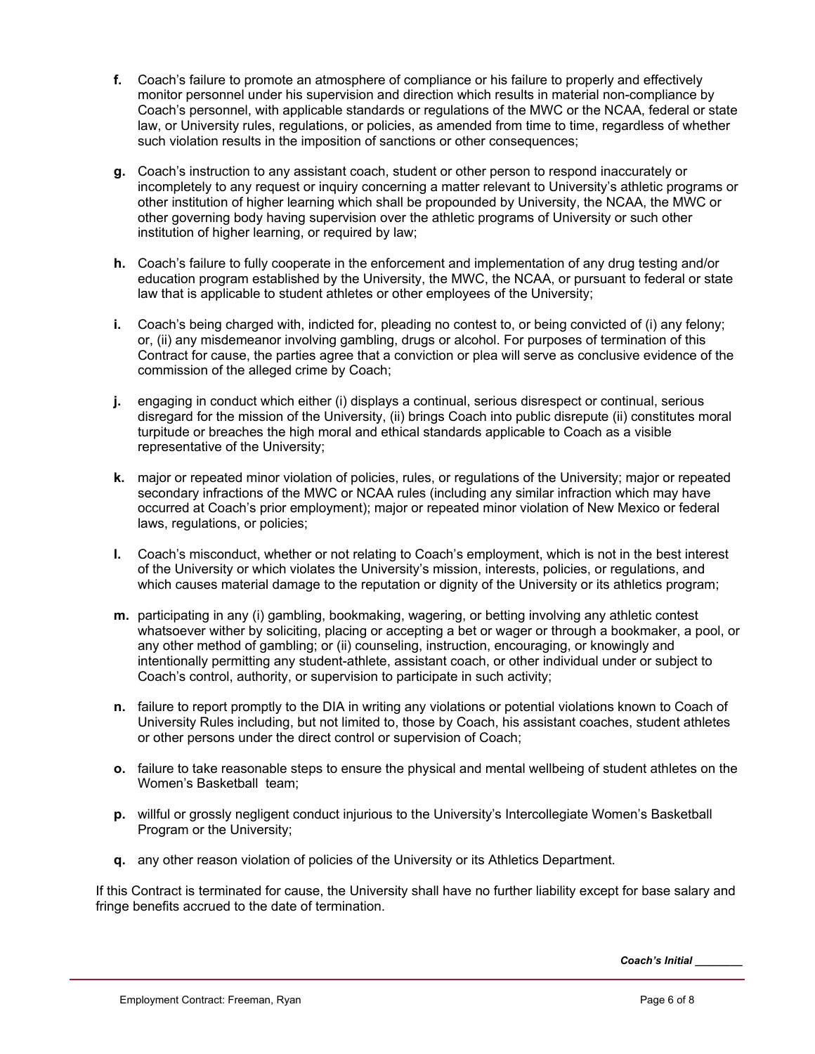**f.** Coach's failure to promote an atmosphere of compliance or his failure to properly and effectively monitor personnel under his supervision and direction which results in material non-compliance by Coach's personnel, with applicable standards or regulations of the MWC or the NCAA, federal or state law, or University rules, regulations, or policies, as amended from time to time, regardless of whether such violation results in the imposition of sanctions or other consequences;

**g.** Coach's instruction to any assistant coach, student or other person to respond inaccurately or incompletely to any request or inquiry concerning a matter relevant to University's athletic programs or other institution of higher learning which shall be propounded by University, the NCAA, the MWC or other governing body having supervision over the athletic programs of University or such other institution of higher learning, or required by law;

**h.** Coach's failure to fully cooperate in the enforcement and implementation of any drug testing and/or education program established by the University, the MWC, the NCAA, or pursuant to federal or state law that is applicable to student athletes or other employees of the University;

**i.** Coach's being charged with, indicted for, pleading no contest to, or being convicted of (i) any felony; or, (ii) any misdemeanor involving gambling, drugs or alcohol. For purposes of termination of this Contract for cause, the parties agree that a conviction or plea will serve as conclusive evidence of the commission of the alleged crime by Coach;

**j.** engaging in conduct which either (i) displays a continual, serious disrespect or continual, serious disregard for the mission of the University, (ii) brings Coach into public disrepute (ii) constitutes moral turpitude or breaches the high moral and ethical standards applicable to Coach as a visible representative of the University;

**k.** major or repeated minor violation of policies, rules, or regulations of the University; major or repeated secondary infractions of the MWC or NCAA rules (including any similar infraction which may have occurred at Coach's prior employment); major or repeated minor violation of New Mexico or federal laws, regulations, or policies;

**l.** Coach's misconduct, whether or not relating to Coach's employment, which is not in the best interest of the University or which violates the University's mission, interests, policies, or regulations, and which causes material damage to the reputation or dignity of the University or its athletics program;

**m.** participating in any (i) gambling, bookmaking, wagering, or betting involving any athletic contest whatsoever wither by soliciting, placing or accepting a bet or wager or through a bookmaker, a pool, or any other method of gambling; or (ii) counseling, instruction, encouraging, or knowingly and intentionally permitting any student-athlete, assistant coach, or other individual under or subject to Coach's control, authority, or supervision to participate in such activity;

**n.** failure to report promptly to the DIA in writing any violations or potential violations known to Coach of University Rules including, but not limited to, those by Coach, his assistant coaches, student athletes or other persons under the direct control or supervision of Coach;

**o.** failure to take reasonable steps to ensure the physical and mental wellbeing of student athletes on the Women's Basketball team;

**p.** willful or grossly negligent conduct injurious to the University's Intercollegiate Women's Basketball Program or the University;

**q.** any other reason violation of policies of the University or its Athletics Department.

If this Contract is terminated for cause, the University shall have no further liability except for base salary and fringe benefits accrued to the date of termination.

***Coach's Initial \_\_\_\_\_\_\_\_***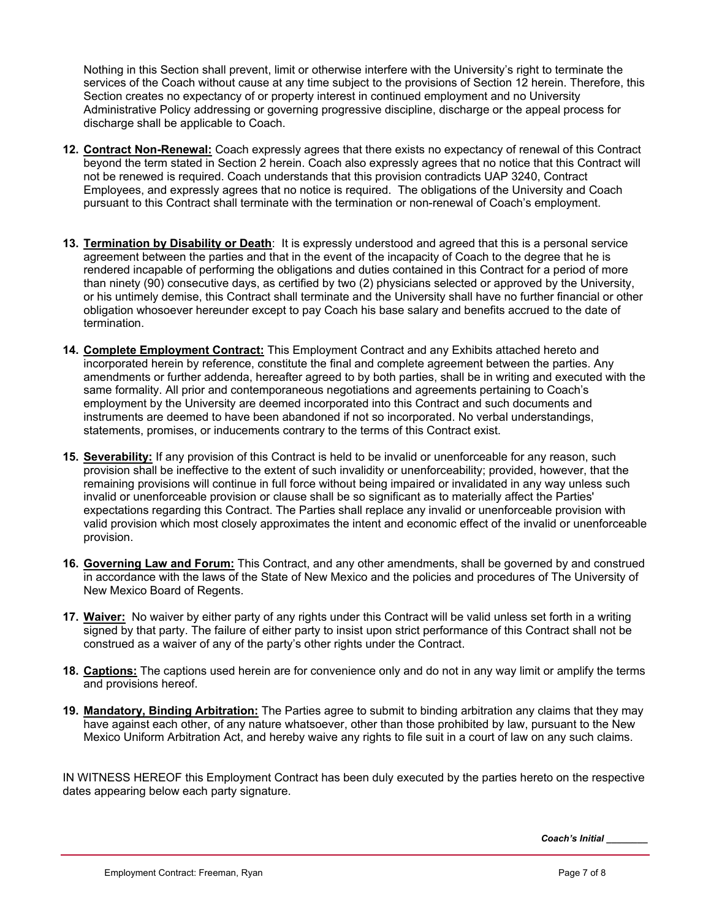Nothing in this Section shall prevent, limit or otherwise interfere with the University's right to terminate the services of the Coach without cause at any time subject to the provisions of Section 12 herein. Therefore, this Section creates no expectancy of or property interest in continued employment and no University Administrative Policy addressing or governing progressive discipline, discharge or the appeal process for discharge shall be applicable to Coach.

12. **Contract Non-Renewal:** Coach expressly agrees that there exists no expectancy of renewal of this Contract beyond the term stated in Section 2 herein. Coach also expressly agrees that no notice that this Contract will not be renewed is required. Coach understands that this provision contradicts UAP 3240, Contract Employees, and expressly agrees that no notice is required. The obligations of the University and Coach pursuant to this Contract shall terminate with the termination or non-renewal of Coach's employment.

13. **Termination by Disability or Death**: It is expressly understood and agreed that this is a personal service agreement between the parties and that in the event of the incapacity of Coach to the degree that he is rendered incapable of performing the obligations and duties contained in this Contract for a period of more than ninety (90) consecutive days, as certified by two (2) physicians selected or approved by the University, or his untimely demise, this Contract shall terminate and the University shall have no further financial or other obligation whosoever hereunder except to pay Coach his base salary and benefits accrued to the date of termination.

14. **Complete Employment Contract:** This Employment Contract and any Exhibits attached hereto and incorporated herein by reference, constitute the final and complete agreement between the parties. Any amendments or further addenda, hereafter agreed to by both parties, shall be in writing and executed with the same formality. All prior and contemporaneous negotiations and agreements pertaining to Coach's employment by the University are deemed incorporated into this Contract and such documents and instruments are deemed to have been abandoned if not so incorporated. No verbal understandings, statements, promises, or inducements contrary to the terms of this Contract exist.

15. **Severability:** If any provision of this Contract is held to be invalid or unenforceable for any reason, such provision shall be ineffective to the extent of such invalidity or unenforceability; provided, however, that the remaining provisions will continue in full force without being impaired or invalidated in any way unless such invalid or unenforceable provision or clause shall be so significant as to materially affect the Parties' expectations regarding this Contract. The Parties shall replace any invalid or unenforceable provision with valid provision which most closely approximates the intent and economic effect of the invalid or unenforceable provision.

16. **Governing Law and Forum:** This Contract, and any other amendments, shall be governed by and construed in accordance with the laws of the State of New Mexico and the policies and procedures of The University of New Mexico Board of Regents.

17. **Waiver:** No waiver by either party of any rights under this Contract will be valid unless set forth in a writing signed by that party. The failure of either party to insist upon strict performance of this Contract shall not be construed as a waiver of any of the party's other rights under the Contract.

18. **Captions:** The captions used herein are for convenience only and do not in any way limit or amplify the terms and provisions hereof.

19. **Mandatory, Binding Arbitration:** The Parties agree to submit to binding arbitration any claims that they may have against each other, of any nature whatsoever, other than those prohibited by law, pursuant to the New Mexico Uniform Arbitration Act, and hereby waive any rights to file suit in a court of law on any such claims.

IN WITNESS HEREOF this Employment Contract has been duly executed by the parties hereto on the respective dates appearing below each party signature.

*Coach's Initial* ________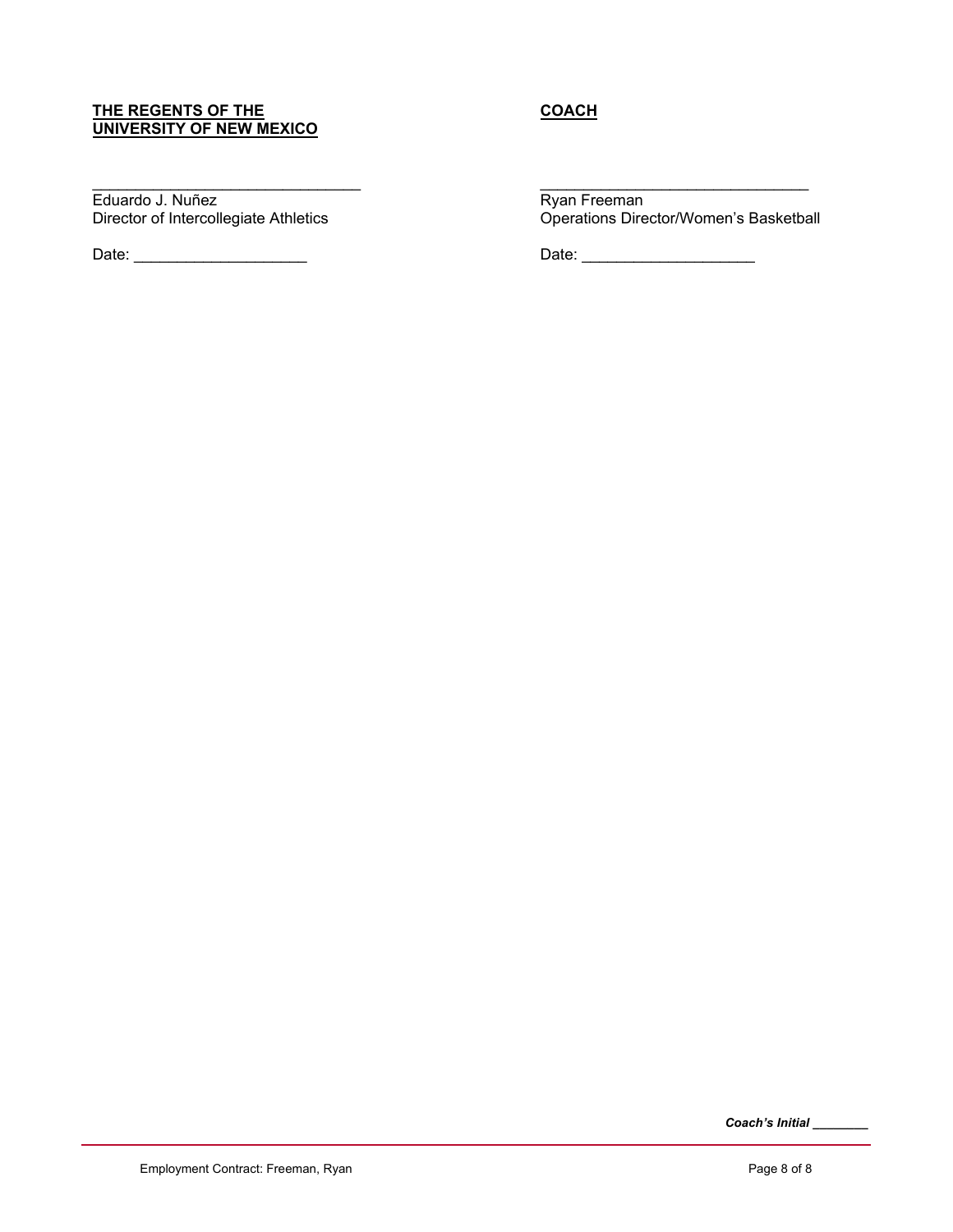**THE REGENTS OF THE UNIVERSITY OF NEW MEXICO**

\_\_\_\_\_\_\_\_\_\_\_\_\_\_\_\_\_\_\_\_\_\_\_\_\_\_\_\_\_\_\_
Eduardo J. Nuñez
Director of Intercollegiate Athletics

Date: \_\_\_\_\_\_\_\_\_\_\_\_\_\_\_\_\_\_\_\_

**COACH**

\_\_\_\_\_\_\_\_\_\_\_\_\_\_\_\_\_\_\_\_\_\_\_\_\_\_\_\_\_\_\_
Ryan Freeman
Operations Director/Women's Basketball

Date: \_\_\_\_\_\_\_\_\_\_\_\_\_\_\_\_\_\_\_\_

***Coach's Initial*** \_\_\_\_\_\_\_\_